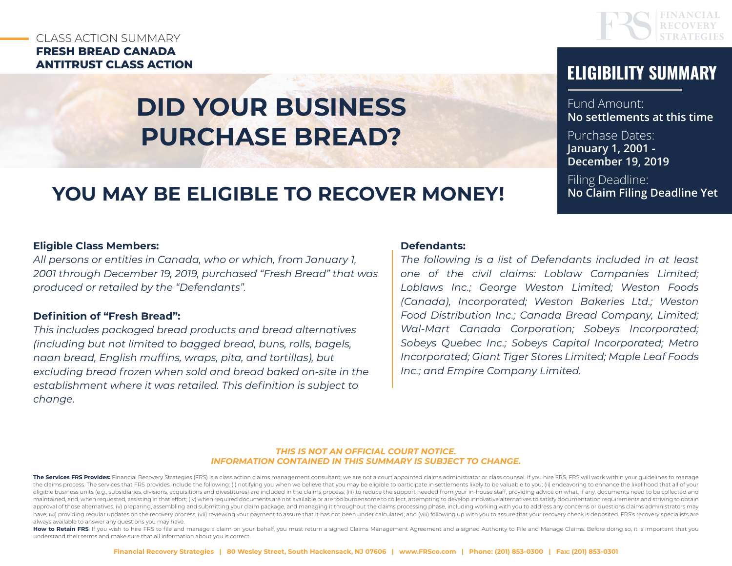CLASS ACTION SUMMARY
**FRESH BREAD CANADA ANTITRUST CLASS ACTION**

FINANCIAL RECOVERY STRATEGIES

# DID YOUR BUSINESS PURCHASE BREAD?

## YOU MAY BE ELIGIBLE TO RECOVER MONEY!

## ELIGIBILITY SUMMARY

Fund Amount:
**No settlements at this time**

Purchase Dates:
**January 1, 2001 - December 19, 2019**

Filing Deadline:
**No Claim Filing Deadline Yet**

**Eligible Class Members:**
*All persons or entities in Canada, who or which, from January 1, 2001 through December 19, 2019, purchased "Fresh Bread" that was produced or retailed by the "Defendants".*

**Definition of "Fresh Bread":**
*This includes packaged bread products and bread alternatives (including but not limited to bagged bread, buns, rolls, bagels, naan bread, English muffins, wraps, pita, and tortillas), but excluding bread frozen when sold and bread baked on-site in the establishment where it was retailed. This definition is subject to change.*

**Defendants:**
*The following is a list of Defendants included in at least one of the civil claims: Loblaw Companies Limited; Loblaws Inc.; George Weston Limited; Weston Foods (Canada), Incorporated; Weston Bakeries Ltd.; Weston Food Distribution Inc.; Canada Bread Company, Limited; Wal-Mart Canada Corporation; Sobeys Incorporated; Sobeys Quebec Inc.; Sobeys Capital Incorporated; Metro Incorporated; Giant Tiger Stores Limited; Maple Leaf Foods Inc.; and Empire Company Limited.*

***THIS IS NOT AN OFFICIAL COURT NOTICE.***
***INFORMATION CONTAINED IN THIS SUMMARY IS SUBJECT TO CHANGE.***

**The Services FRS Provides:** Financial Recovery Strategies (FRS) is a class action claims management consultant; we are not a court appointed claims administrator or class counsel. If you hire FRS, FRS will work within your guidelines to manage the claims process. The services that FRS provides include the following: (i) notifying you when we believe that you may be eligible to participate in settlements likely to be valuable to you; (ii) endeavoring to enhance the likelihood that all of your eligible business units (e.g., subsidiaries, divisions, acquisitions and divestitures) are included in the claims process; (iii) to reduce the support needed from your in-house staff, providing advice on what, if any, documents need to be collected and maintained, and, when requested, assisting in that effort; (iv) when required documents are not available or are too burdensome to collect, attempting to develop innovative alternatives to satisfy documentation requirements and striving to obtain approval of those alternatives; (v) preparing, assembling and submitting your claim package, and managing it throughout the claims processing phase, including working with you to address any concerns or questions claims administrators may have; (vi) providing regular updates on the recovery process; (vii) reviewing your payment to assure that it has not been under calculated; and (viii) following up with you to assure that your recovery check is deposited. FRS's recovery specialists are always available to answer any questions you may have.

**How to Retain FRS**: If you wish to hire FRS to file and manage a claim on your behalf, you must return a signed Claims Management Agreement and a signed Authority to File and Manage Claims. Before doing so, it is important that you understand their terms and make sure that all information about you is correct.

**Financial Recovery Strategies | 80 Wesley Street, South Hackensack, NJ 07606 | www.FRSco.com | Phone: (201) 853-0300 | Fax: (201) 853-0301**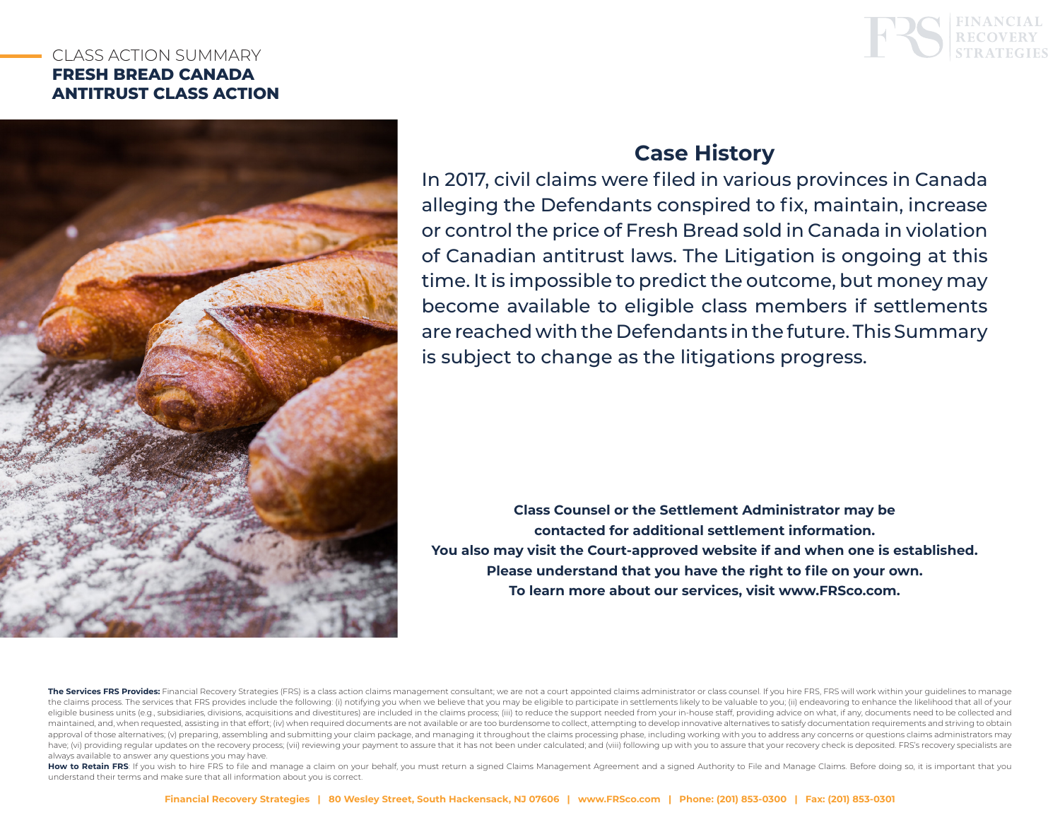CLASS ACTION SUMMARY

# FRESH BREAD CANADA ANTITRUST CLASS ACTION

## Case History

In 2017, civil claims were filed in various provinces in Canada alleging the Defendants conspired to fix, maintain, increase or control the price of Fresh Bread sold in Canada in violation of Canadian antitrust laws. The Litigation is ongoing at this time. It is impossible to predict the outcome, but money may become available to eligible class members if settlements are reached with the Defendants in the future. This Summary is subject to change as the litigations progress.

**Class Counsel or the Settlement Administrator may be contacted for additional settlement information.**
**You also may visit the Court-approved website if and when one is established.**
**Please understand that you have the right to file on your own.**
**To learn more about our services, visit www.FRSco.com.**

**The Services FRS Provides:** Financial Recovery Strategies (FRS) is a class action claims management consultant; we are not a court appointed claims administrator or class counsel. If you hire FRS, FRS will work within your guidelines to manage the claims process. The services that FRS provides include the following: (i) notifying you when we believe that you may be eligible to participate in settlements likely to be valuable to you; (ii) endeavoring to enhance the likelihood that all of your eligible business units (e.g., subsidiaries, divisions, acquisitions and divestitures) are included in the claims process; (iii) to reduce the support needed from your in-house staff, providing advice on what, if any, documents need to be collected and maintained, and, when requested, assisting in that effort; (iv) when required documents are not available or are too burdensome to collect, attempting to develop innovative alternatives to satisfy documentation requirements and striving to obtain approval of those alternatives; (v) preparing, assembling and submitting your claim package, and managing it throughout the claims processing phase, including working with you to address any concerns or questions claims administrators may have; (vi) providing regular updates on the recovery process; (vii) reviewing your payment to assure that it has not been under calculated; and (viii) following up with you to assure that your recovery check is deposited. FRS's recovery specialists are always available to answer any questions you may have.

**How to Retain FRS**: If you wish to hire FRS to file and manage a claim on your behalf, you must return a signed Claims Management Agreement and a signed Authority to File and Manage Claims. Before doing so, it is important that you understand their terms and make sure that all information about you is correct.

Financial Recovery Strategies | 80 Wesley Street, South Hackensack, NJ 07606 | www.FRSco.com | Phone: (201) 853-0300 | Fax: (201) 853-0301